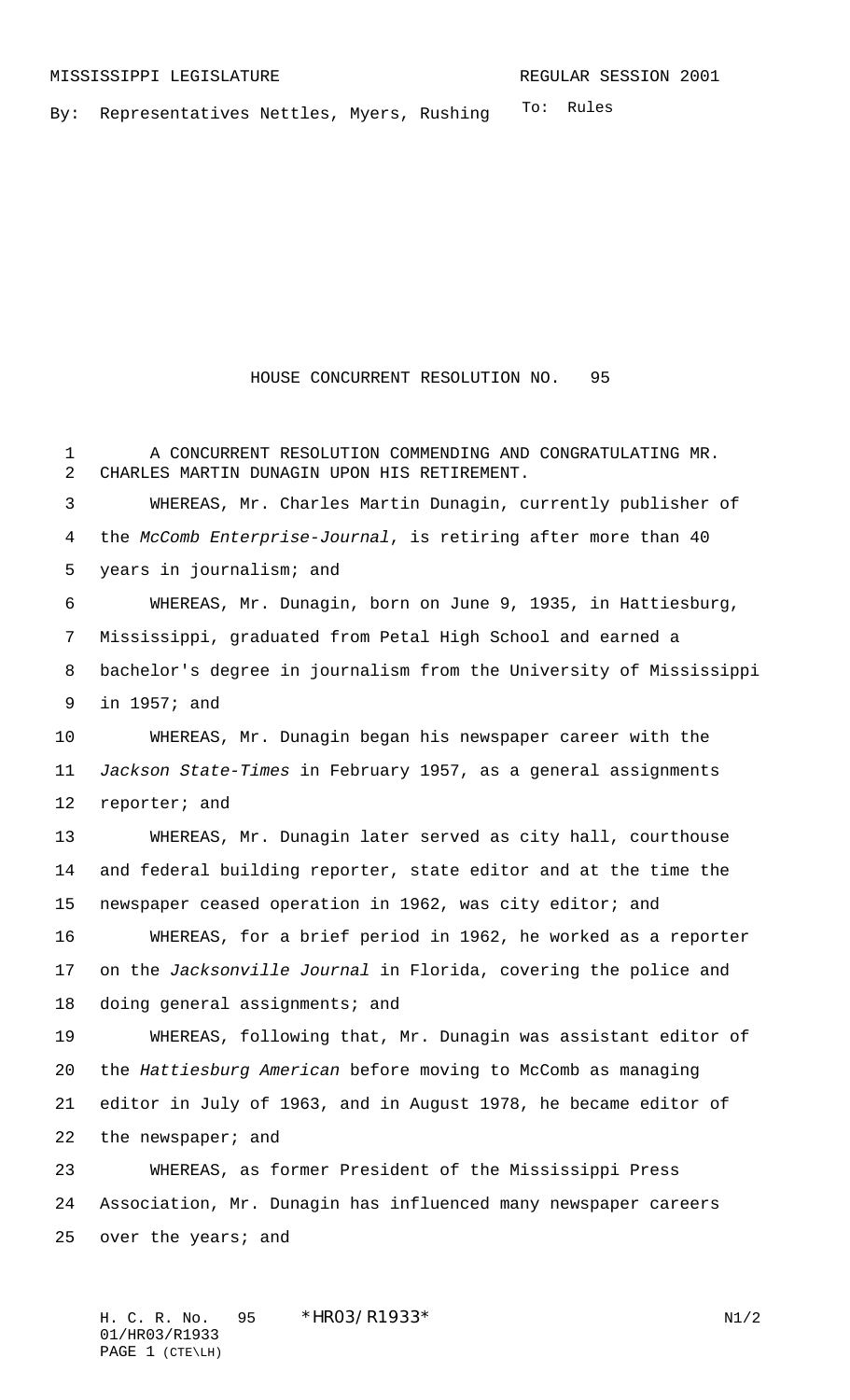MISSISSIPPI LEGISLATURE REGULAR SESSION 2001

By: Representatives Nettles, Myers, Rushing

To: Rules

# HOUSE CONCURRENT RESOLUTION NO. 95

A CONCURRENT RESOLUTION COMMENDING AND CONGRATULATING MR. CHARLES MARTIN DUNAGIN UPON HIS RETIREMENT.

WHEREAS, Mr. Charles Martin Dunagin, currently publisher of the *McComb Enterprise-Journal*, is retiring after more than 40 years in journalism; and

WHEREAS, Mr. Dunagin, born on June 9, 1935, in Hattiesburg, Mississippi, graduated from Petal High School and earned a bachelor's degree in journalism from the University of Mississippi in 1957; and

WHEREAS, Mr. Dunagin began his newspaper career with the *Jackson State-Times* in February 1957, as a general assignments reporter; and

WHEREAS, Mr. Dunagin later served as city hall, courthouse and federal building reporter, state editor and at the time the newspaper ceased operation in 1962, was city editor; and

WHEREAS, for a brief period in 1962, he worked as a reporter on the *Jacksonville Journal* in Florida, covering the police and doing general assignments; and

WHEREAS, following that, Mr. Dunagin was assistant editor of the *Hattiesburg American* before moving to McComb as managing editor in July of 1963, and in August 1978, he became editor of the newspaper; and

WHEREAS, as former President of the Mississippi Press Association, Mr. Dunagin has influenced many newspaper careers over the years; and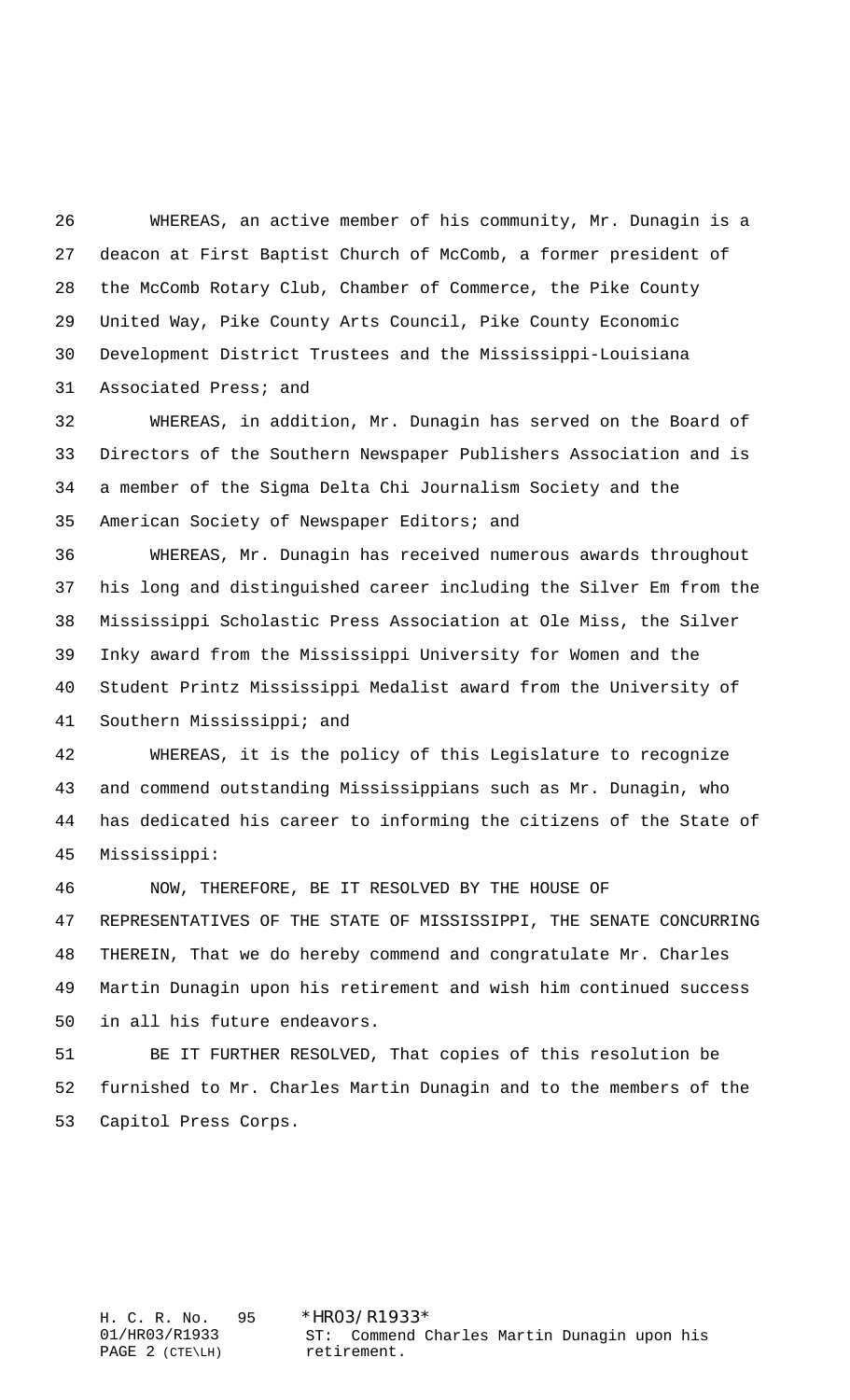WHEREAS, an active member of his community, Mr. Dunagin is a deacon at First Baptist Church of McComb, a former president of the McComb Rotary Club, Chamber of Commerce, the Pike County United Way, Pike County Arts Council, Pike County Economic Development District Trustees and the Mississippi-Louisiana Associated Press; and

WHEREAS, in addition, Mr. Dunagin has served on the Board of Directors of the Southern Newspaper Publishers Association and is a member of the Sigma Delta Chi Journalism Society and the American Society of Newspaper Editors; and

WHEREAS, Mr. Dunagin has received numerous awards throughout his long and distinguished career including the Silver Em from the Mississippi Scholastic Press Association at Ole Miss, the Silver Inky award from the Mississippi University for Women and the Student Printz Mississippi Medalist award from the University of Southern Mississippi; and

WHEREAS, it is the policy of this Legislature to recognize and commend outstanding Mississippians such as Mr. Dunagin, who has dedicated his career to informing the citizens of the State of Mississippi:

NOW, THEREFORE, BE IT RESOLVED BY THE HOUSE OF REPRESENTATIVES OF THE STATE OF MISSISSIPPI, THE SENATE CONCURRING THEREIN, That we do hereby commend and congratulate Mr. Charles Martin Dunagin upon his retirement and wish him continued success in all his future endeavors.

BE IT FURTHER RESOLVED, That copies of this resolution be furnished to Mr. Charles Martin Dunagin and to the members of the Capitol Press Corps.